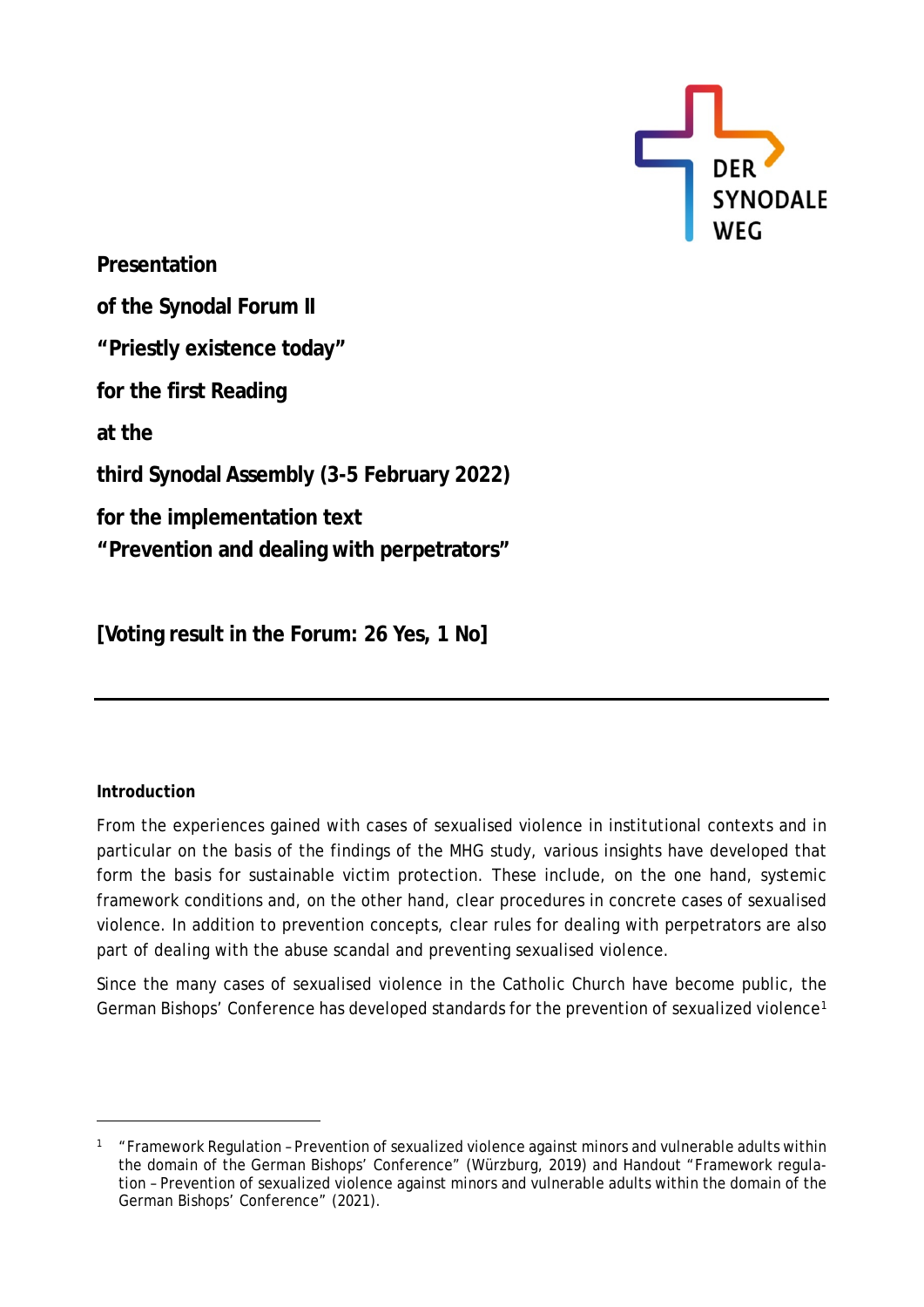DER SYNODALE WEG

**Presentation**

**of the Synodal Forum II**

**"Priestly existence today"**

**for the first Reading**

**at the**

**third Synodal Assembly (3-5 February 2022)**

**for the implementation text**
**"Prevention and dealing with perpetrators"**

**[Voting result in the Forum: 26 Yes, 1 No]**

---

**Introduction**

From the experiences gained with cases of sexualised violence in institutional contexts and in particular on the basis of the findings of the MHG study, various insights have developed that form the basis for sustainable victim protection. These include, on the one hand, systemic framework conditions and, on the other hand, clear procedures in concrete cases of sexualised violence. In addition to prevention concepts, clear rules for dealing with perpetrators are also part of dealing with the abuse scandal and preventing sexualised violence.

Since the many cases of sexualised violence in the Catholic Church have become public, the German Bishops' Conference has developed standards for the prevention of sexualized violence[1]

[1] "Framework Regulation – Prevention of sexualized violence against minors and vulnerable adults within the domain of the German Bishops' Conference" (Würzburg, 2019) and Handout "Framework regulation – Prevention of sexualized violence against minors and vulnerable adults within the domain of the German Bishops' Conference" (2021).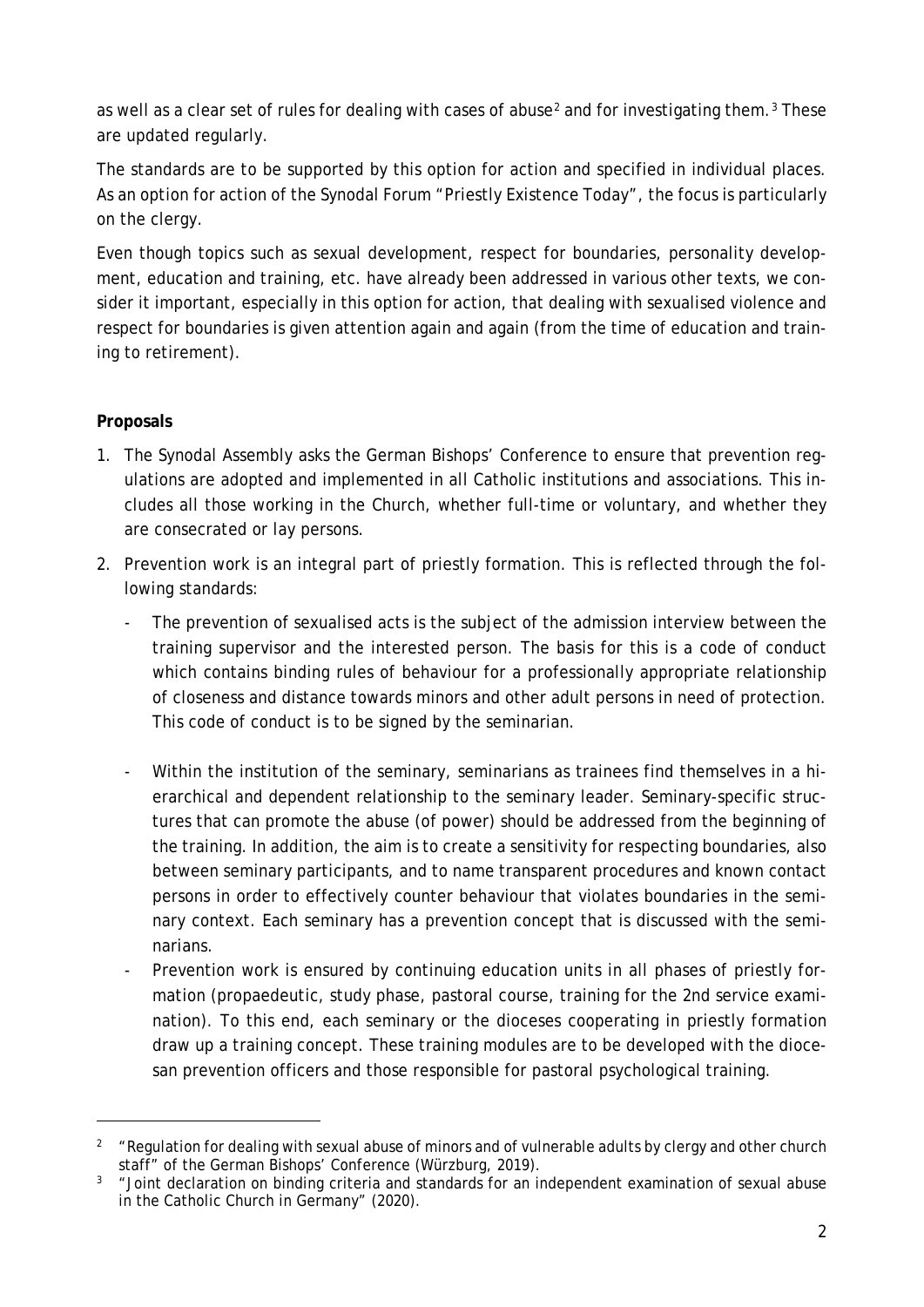as well as a clear set of rules for dealing with cases of abuse[2] and for investigating them.[3] These are updated regularly.

The standards are to be supported by this option for action and specified in individual places. As an option for action of the Synodal Forum "Priestly Existence Today", the focus is particularly on the clergy.

Even though topics such as sexual development, respect for boundaries, personality development, education and training, etc. have already been addressed in various other texts, we consider it important, especially in this option for action, that dealing with sexualised violence and respect for boundaries is given attention again and again (from the time of education and training to retirement).

**Proposals**

1. The Synodal Assembly asks the German Bishops' Conference to ensure that prevention regulations are adopted and implemented in all Catholic institutions and associations. This includes all those working in the Church, whether full-time or voluntary, and whether they are consecrated or lay persons.
2. Prevention work is an integral part of priestly formation. This is reflected through the following standards:
   - The prevention of sexualised acts is the subject of the admission interview between the training supervisor and the interested person. The basis for this is a code of conduct which contains binding rules of behaviour for a professionally appropriate relationship of closeness and distance towards minors and other adult persons in need of protection. This code of conduct is to be signed by the seminarian.
   - Within the institution of the seminary, seminarians as trainees find themselves in a hierarchical and dependent relationship to the seminary leader. Seminary-specific structures that can promote the abuse (of power) should be addressed from the beginning of the training. In addition, the aim is to create a sensitivity for respecting boundaries, also between seminary participants, and to name transparent procedures and known contact persons in order to effectively counter behaviour that violates boundaries in the seminary context. Each seminary has a prevention concept that is discussed with the seminarians.
   - Prevention work is ensured by continuing education units in all phases of priestly formation (propaedeutic, study phase, pastoral course, training for the 2nd service examination). To this end, each seminary or the dioceses cooperating in priestly formation draw up a training concept. These training modules are to be developed with the diocesan prevention officers and those responsible for pastoral psychological training.

---

[2] "Regulation for dealing with sexual abuse of minors and of vulnerable adults by clergy and other church staff" of the German Bishops' Conference (Würzburg, 2019).

[3] "Joint declaration on binding criteria and standards for an independent examination of sexual abuse in the Catholic Church in Germany" (2020).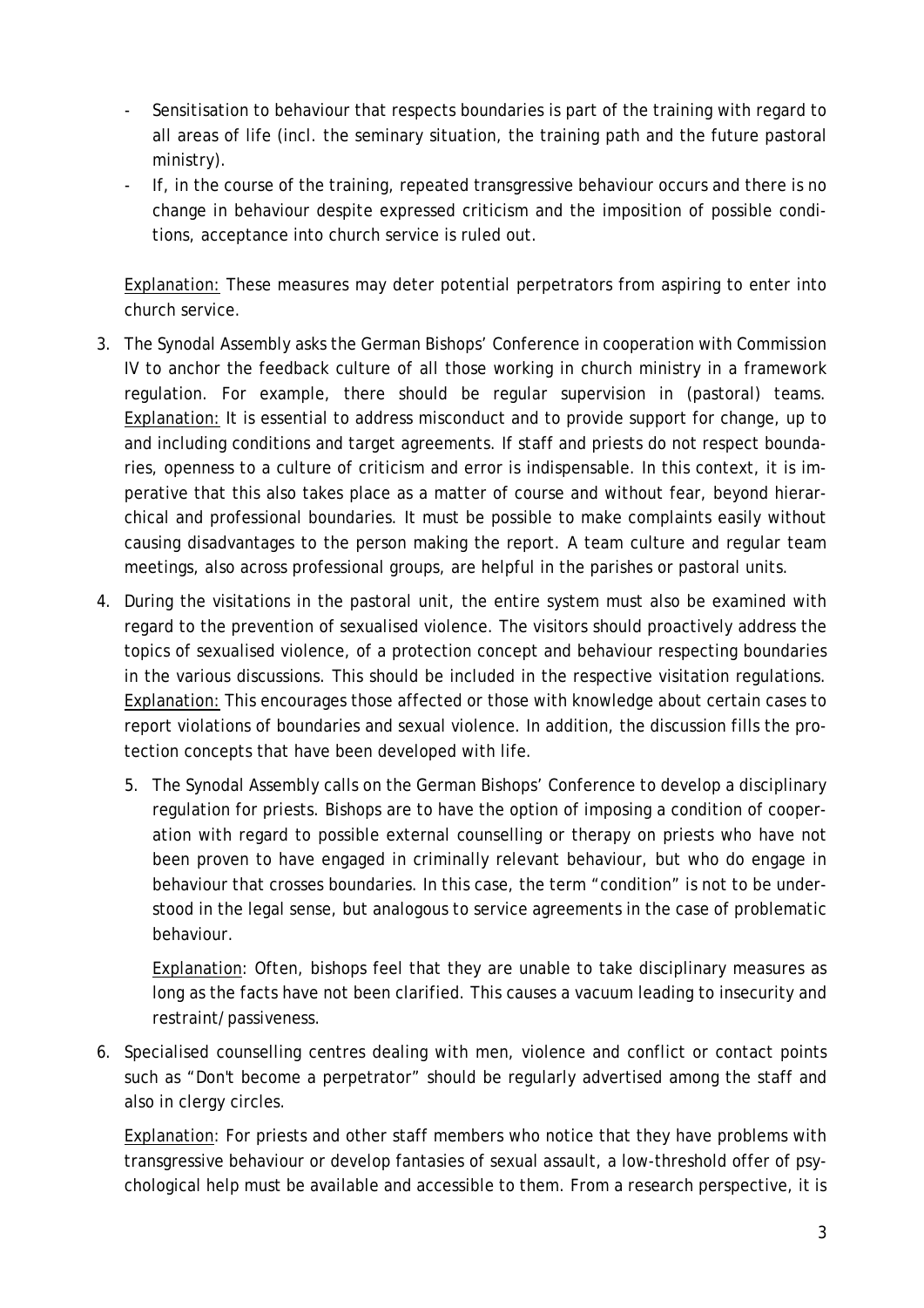- Sensitisation to behaviour that respects boundaries is part of the training with regard to all areas of life (incl. the seminary situation, the training path and the future pastoral ministry).
- If, in the course of the training, repeated transgressive behaviour occurs and there is no change in behaviour despite expressed criticism and the imposition of possible conditions, acceptance into church service is ruled out.

<u>Explanation:</u> These measures may deter potential perpetrators from aspiring to enter into church service.

3. The Synodal Assembly asks the German Bishops' Conference in cooperation with Commission IV to anchor the feedback culture of all those working in church ministry in a framework regulation. For example, there should be regular supervision in (pastoral) teams. <u>Explanation:</u> It is essential to address misconduct and to provide support for change, up to and including conditions and target agreements. If staff and priests do not respect boundaries, openness to a culture of criticism and error is indispensable. In this context, it is imperative that this also takes place as a matter of course and without fear, beyond hierarchical and professional boundaries. It must be possible to make complaints easily without causing disadvantages to the person making the report. A team culture and regular team meetings, also across professional groups, are helpful in the parishes or pastoral units.

4. During the visitations in the pastoral unit, the entire system must also be examined with regard to the prevention of sexualised violence. The visitors should proactively address the topics of sexualised violence, of a protection concept and behaviour respecting boundaries in the various discussions. This should be included in the respective visitation regulations. <u>Explanation:</u> This encourages those affected or those with knowledge about certain cases to report violations of boundaries and sexual violence. In addition, the discussion fills the protection concepts that have been developed with life.

5. The Synodal Assembly calls on the German Bishops' Conference to develop a disciplinary regulation for priests. Bishops are to have the option of imposing a condition of cooperation with regard to possible external counselling or therapy on priests who have not been proven to have engaged in criminally relevant behaviour, but who do engage in behaviour that crosses boundaries. In this case, the term "condition" is not to be understood in the legal sense, but analogous to service agreements in the case of problematic behaviour.

   <u>Explanation</u>: Often, bishops feel that they are unable to take disciplinary measures as long as the facts have not been clarified. This causes a vacuum leading to insecurity and restraint/passiveness.

6. Specialised counselling centres dealing with men, violence and conflict or contact points such as "Don't become a perpetrator" should be regularly advertised among the staff and also in clergy circles.

   <u>Explanation</u>: For priests and other staff members who notice that they have problems with transgressive behaviour or develop fantasies of sexual assault, a low-threshold offer of psychological help must be available and accessible to them. From a research perspective, it is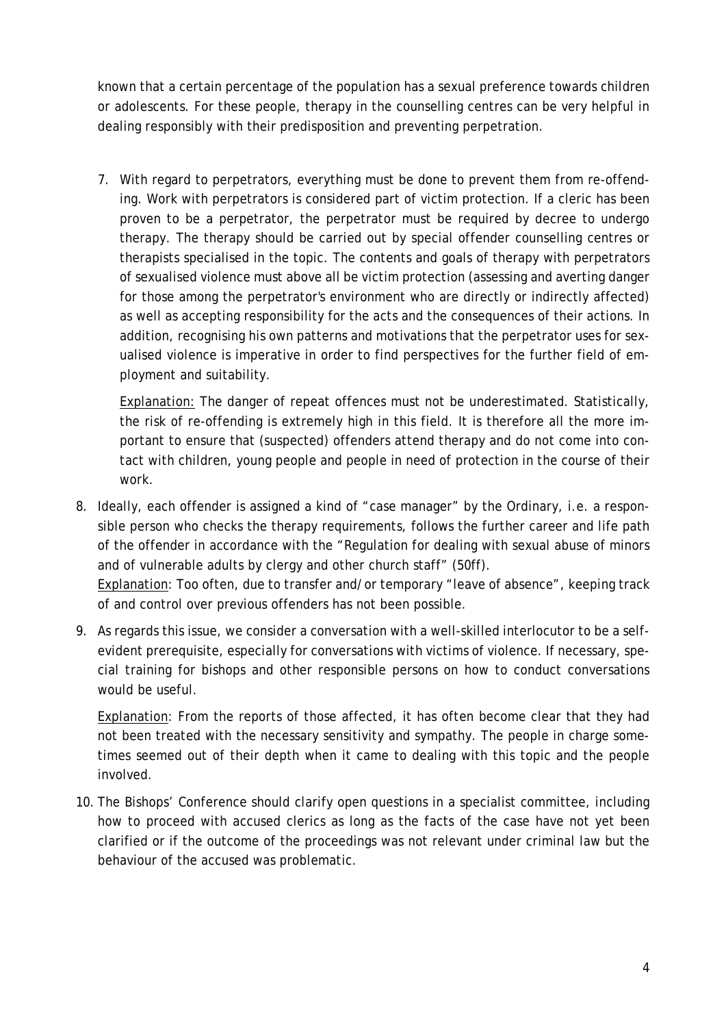known that a certain percentage of the population has a sexual preference towards children or adolescents. For these people, therapy in the counselling centres can be very helpful in dealing responsibly with their predisposition and preventing perpetration.

7. With regard to perpetrators, everything must be done to prevent them from re-offending. Work with perpetrators is considered part of victim protection. If a cleric has been proven to be a perpetrator, the perpetrator must be required by decree to undergo therapy. The therapy should be carried out by special offender counselling centres or therapists specialised in the topic. The contents and goals of therapy with perpetrators of sexualised violence must above all be victim protection (assessing and averting danger for those among the perpetrator's environment who are directly or indirectly affected) as well as accepting responsibility for the acts and the consequences of their actions. In addition, recognising his own patterns and motivations that the perpetrator uses for sexualised violence is imperative in order to find perspectives for the further field of employment and suitability.

   Explanation: The danger of repeat offences must not be underestimated. Statistically, the risk of re-offending is extremely high in this field. It is therefore all the more important to ensure that (suspected) offenders attend therapy and do not come into contact with children, young people and people in need of protection in the course of their work.

8. Ideally, each offender is assigned a kind of "case manager" by the Ordinary, i.e. a responsible person who checks the therapy requirements, follows the further career and life path of the offender in accordance with the "Regulation for dealing with sexual abuse of minors and of vulnerable adults by clergy and other church staff" (50ff).
   Explanation: Too often, due to transfer and/or temporary "leave of absence", keeping track of and control over previous offenders has not been possible.

9. As regards this issue, we consider a conversation with a well-skilled interlocutor to be a self-evident prerequisite, especially for conversations with victims of violence. If necessary, special training for bishops and other responsible persons on how to conduct conversations would be useful.

   Explanation: From the reports of those affected, it has often become clear that they had not been treated with the necessary sensitivity and sympathy. The people in charge sometimes seemed out of their depth when it came to dealing with this topic and the people involved.

10. The Bishops' Conference should clarify open questions in a specialist committee, including how to proceed with accused clerics as long as the facts of the case have not yet been clarified or if the outcome of the proceedings was not relevant under criminal law but the behaviour of the accused was problematic.